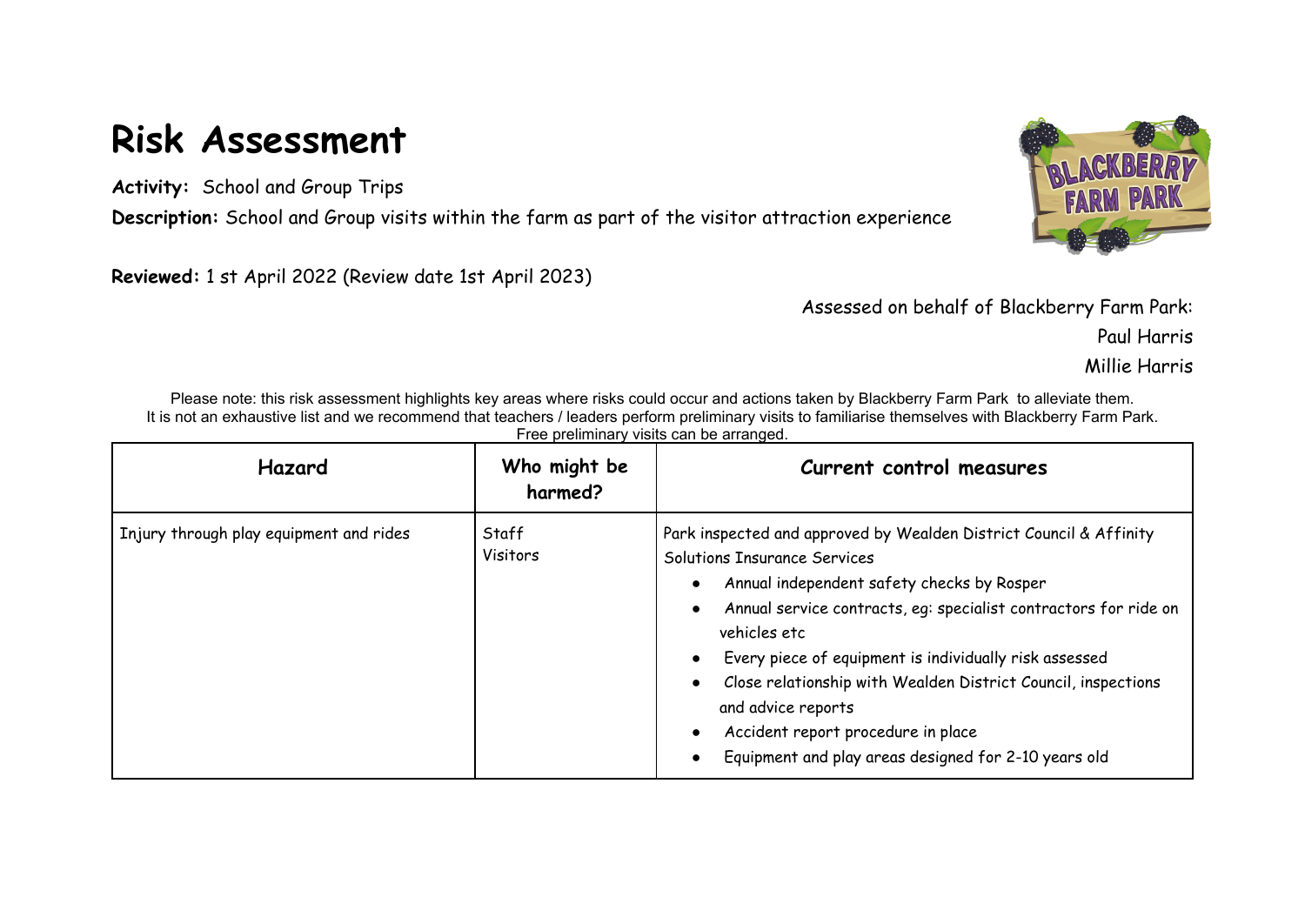# Risk Assessment

**Activity:** School and Group Trips

**Description:** School and Group visits within the farm as part of the visitor attraction experience

**Reviewed:** 1 st April 2022 (Review date 1st April 2023)

Assessed on behalf of Blackberry Farm Park:
Paul Harris
Millie Harris

Please note: this risk assessment highlights key areas where risks could occur and actions taken by Blackberry Farm Park to alleviate them. It is not an exhaustive list and we recommend that teachers / leaders perform preliminary visits to familiarise themselves with Blackberry Farm Park. Free preliminary visits can be arranged.

| Hazard | Who might be harmed? | Current control measures |
|---|---|---|
| Injury through play equipment and rides | Staff<br>Visitors | Park inspected and approved by Wealden District Council & Affinity Solutions Insurance Services<br>• Annual independent safety checks by Rosper<br>• Annual service contracts, eg: specialist contractors for ride on vehicles etc<br>• Every piece of equipment is individually risk assessed<br>• Close relationship with Wealden District Council, inspections and advice reports<br>• Accident report procedure in place<br>• Equipment and play areas designed for 2-10 years old |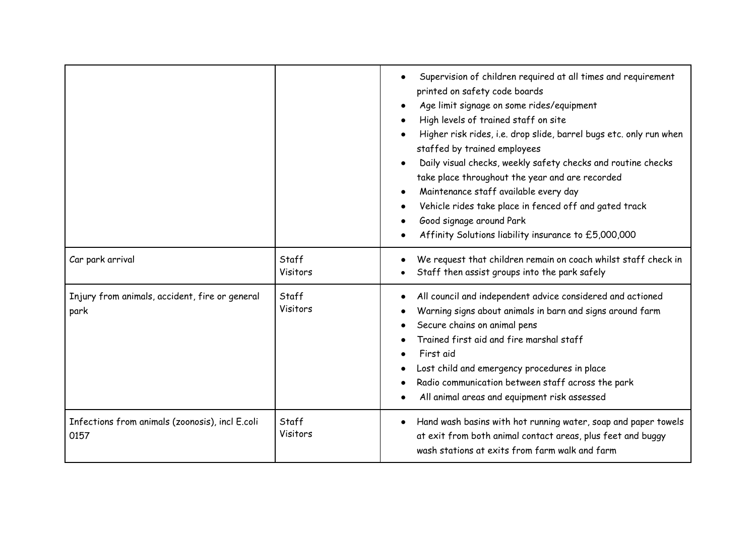| | | |
|---|---|---|
| | | • Supervision of children required at all times and requirement printed on safety code boards<br>• Age limit signage on some rides/equipment<br>• High levels of trained staff on site<br>• Higher risk rides, i.e. drop slide, barrel bugs etc. only run when staffed by trained employees<br>• Daily visual checks, weekly safety checks and routine checks take place throughout the year and are recorded<br>• Maintenance staff available every day<br>• Vehicle rides take place in fenced off and gated track<br>• Good signage around Park<br>• Affinity Solutions liability insurance to £5,000,000 |
| Car park arrival | Staff<br>Visitors | • We request that children remain on coach whilst staff check in<br>• Staff then assist groups into the park safely |
| Injury from animals, accident, fire or general park | Staff<br>Visitors | • All council and independent advice considered and actioned<br>• Warning signs about animals in barn and signs around farm<br>• Secure chains on animal pens<br>• Trained first aid and fire marshal staff<br>• First aid<br>• Lost child and emergency procedures in place<br>• Radio communication between staff across the park<br>• All animal areas and equipment risk assessed |
| Infections from animals (zoonosis), incl E.coli 0157 | Staff<br>Visitors | • Hand wash basins with hot running water, soap and paper towels at exit from both animal contact areas, plus feet and buggy wash stations at exits from farm walk and farm |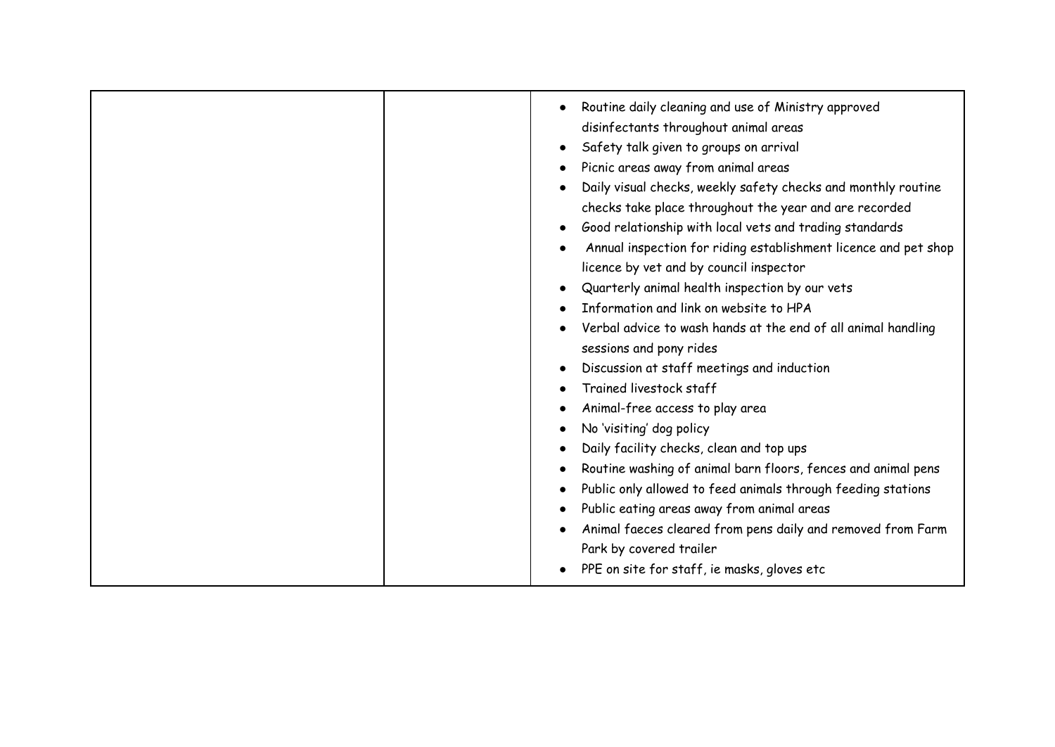| | | |
|---|---|---|
| | | • Routine daily cleaning and use of Ministry approved disinfectants throughout animal areas<br>• Safety talk given to groups on arrival<br>• Picnic areas away from animal areas<br>• Daily visual checks, weekly safety checks and monthly routine checks take place throughout the year and are recorded<br>• Good relationship with local vets and trading standards<br>• Annual inspection for riding establishment licence and pet shop licence by vet and by council inspector<br>• Quarterly animal health inspection by our vets<br>• Information and link on website to HPA<br>• Verbal advice to wash hands at the end of all animal handling sessions and pony rides<br>• Discussion at staff meetings and induction<br>• Trained livestock staff<br>• Animal-free access to play area<br>• No 'visiting' dog policy<br>• Daily facility checks, clean and top ups<br>• Routine washing of animal barn floors, fences and animal pens<br>• Public only allowed to feed animals through feeding stations<br>• Public eating areas away from animal areas<br>• Animal faeces cleared from pens daily and removed from Farm Park by covered trailer<br>• PPE on site for staff, ie masks, gloves etc |